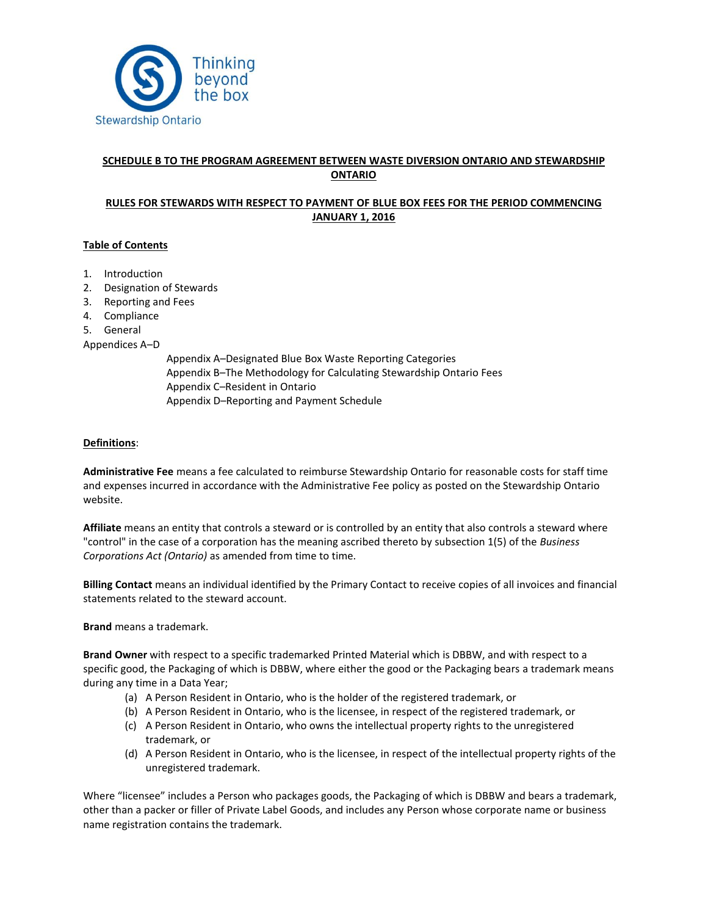Thinking beyond the box

Stewardship Ontario

## SCHEDULE B TO THE PROGRAM AGREEMENT BETWEEN WASTE DIVERSION ONTARIO AND STEWARDSHIP ONTARIO

## RULES FOR STEWARDS WITH RESPECT TO PAYMENT OF BLUE BOX FEES FOR THE PERIOD COMMENCING JANUARY 1, 2016

**Table of Contents**

1. Introduction
2. Designation of Stewards
3. Reporting and Fees
4. Compliance
5. General

Appendices A–D

- Appendix A–Designated Blue Box Waste Reporting Categories
- Appendix B–The Methodology for Calculating Stewardship Ontario Fees
- Appendix C–Resident in Ontario
- Appendix D–Reporting and Payment Schedule

**Definitions**:

**Administrative Fee** means a fee calculated to reimburse Stewardship Ontario for reasonable costs for staff time and expenses incurred in accordance with the Administrative Fee policy as posted on the Stewardship Ontario website.

**Affiliate** means an entity that controls a steward or is controlled by an entity that also controls a steward where "control" in the case of a corporation has the meaning ascribed thereto by subsection 1(5) of the *Business Corporations Act (Ontario)* as amended from time to time.

**Billing Contact** means an individual identified by the Primary Contact to receive copies of all invoices and financial statements related to the steward account.

**Brand** means a trademark.

**Brand Owner** with respect to a specific trademarked Printed Material which is DBBW, and with respect to a specific good, the Packaging of which is DBBW, where either the good or the Packaging bears a trademark means during any time in a Data Year;

(a) A Person Resident in Ontario, who is the holder of the registered trademark, or
(b) A Person Resident in Ontario, who is the licensee, in respect of the registered trademark, or
(c) A Person Resident in Ontario, who owns the intellectual property rights to the unregistered trademark, or
(d) A Person Resident in Ontario, who is the licensee, in respect of the intellectual property rights of the unregistered trademark.

Where "licensee" includes a Person who packages goods, the Packaging of which is DBBW and bears a trademark, other than a packer or filler of Private Label Goods, and includes any Person whose corporate name or business name registration contains the trademark.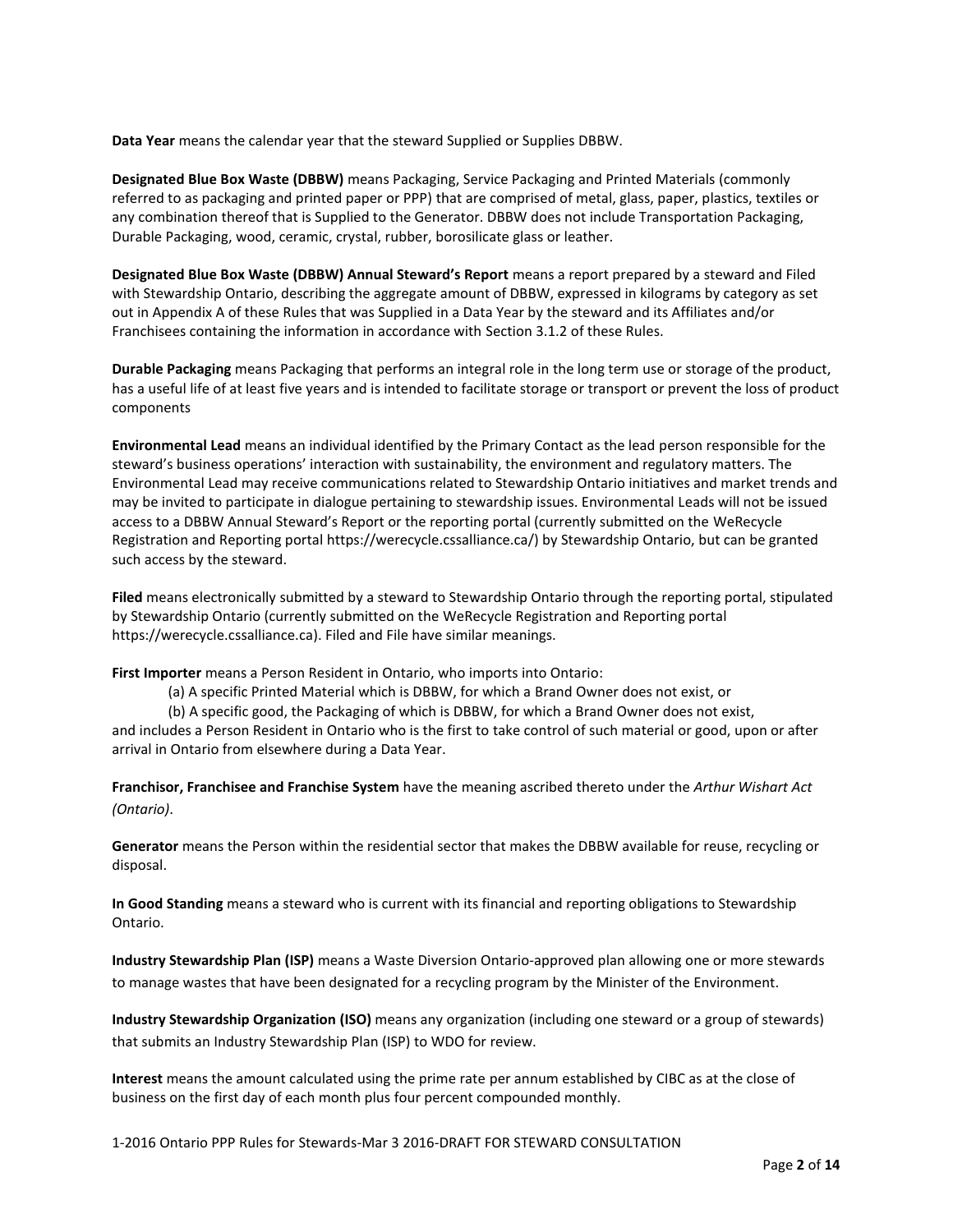**Data Year** means the calendar year that the steward Supplied or Supplies DBBW.

**Designated Blue Box Waste (DBBW)** means Packaging, Service Packaging and Printed Materials (commonly referred to as packaging and printed paper or PPP) that are comprised of metal, glass, paper, plastics, textiles or any combination thereof that is Supplied to the Generator. DBBW does not include Transportation Packaging, Durable Packaging, wood, ceramic, crystal, rubber, borosilicate glass or leather.

**Designated Blue Box Waste (DBBW) Annual Steward's Report** means a report prepared by a steward and Filed with Stewardship Ontario, describing the aggregate amount of DBBW, expressed in kilograms by category as set out in Appendix A of these Rules that was Supplied in a Data Year by the steward and its Affiliates and/or Franchisees containing the information in accordance with Section 3.1.2 of these Rules.

**Durable Packaging** means Packaging that performs an integral role in the long term use or storage of the product, has a useful life of at least five years and is intended to facilitate storage or transport or prevent the loss of product components

**Environmental Lead** means an individual identified by the Primary Contact as the lead person responsible for the steward's business operations' interaction with sustainability, the environment and regulatory matters. The Environmental Lead may receive communications related to Stewardship Ontario initiatives and market trends and may be invited to participate in dialogue pertaining to stewardship issues. Environmental Leads will not be issued access to a DBBW Annual Steward's Report or the reporting portal (currently submitted on the WeRecycle Registration and Reporting portal https://werecycle.cssalliance.ca/) by Stewardship Ontario, but can be granted such access by the steward.

**Filed** means electronically submitted by a steward to Stewardship Ontario through the reporting portal, stipulated by Stewardship Ontario (currently submitted on the WeRecycle Registration and Reporting portal https://werecycle.cssalliance.ca). Filed and File have similar meanings.

**First Importer** means a Person Resident in Ontario, who imports into Ontario:

(a) A specific Printed Material which is DBBW, for which a Brand Owner does not exist, or

(b) A specific good, the Packaging of which is DBBW, for which a Brand Owner does not exist,

and includes a Person Resident in Ontario who is the first to take control of such material or good, upon or after arrival in Ontario from elsewhere during a Data Year.

**Franchisor, Franchisee and Franchise System** have the meaning ascribed thereto under the *Arthur Wishart Act (Ontario)*.

**Generator** means the Person within the residential sector that makes the DBBW available for reuse, recycling or disposal.

**In Good Standing** means a steward who is current with its financial and reporting obligations to Stewardship Ontario.

**Industry Stewardship Plan (ISP)** means a Waste Diversion Ontario-approved plan allowing one or more stewards to manage wastes that have been designated for a recycling program by the Minister of the Environment.

**Industry Stewardship Organization (ISO)** means any organization (including one steward or a group of stewards) that submits an Industry Stewardship Plan (ISP) to WDO for review.

**Interest** means the amount calculated using the prime rate per annum established by CIBC as at the close of business on the first day of each month plus four percent compounded monthly.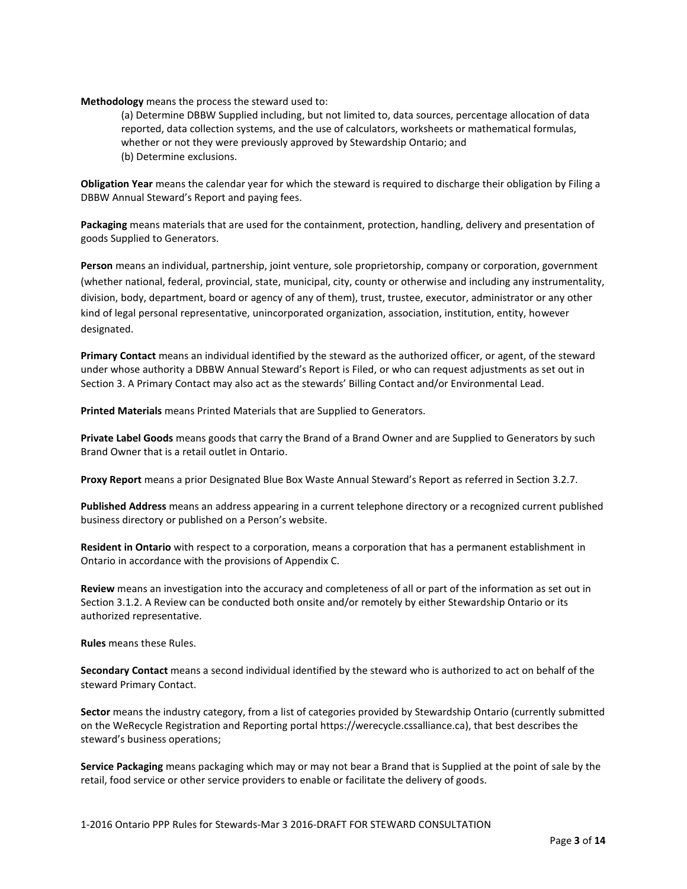**Methodology** means the process the steward used to:

(a) Determine DBBW Supplied including, but not limited to, data sources, percentage allocation of data reported, data collection systems, and the use of calculators, worksheets or mathematical formulas, whether or not they were previously approved by Stewardship Ontario; and

(b) Determine exclusions.

**Obligation Year** means the calendar year for which the steward is required to discharge their obligation by Filing a DBBW Annual Steward's Report and paying fees.

**Packaging** means materials that are used for the containment, protection, handling, delivery and presentation of goods Supplied to Generators.

**Person** means an individual, partnership, joint venture, sole proprietorship, company or corporation, government (whether national, federal, provincial, state, municipal, city, county or otherwise and including any instrumentality, division, body, department, board or agency of any of them), trust, trustee, executor, administrator or any other kind of legal personal representative, unincorporated organization, association, institution, entity, however designated.

**Primary Contact** means an individual identified by the steward as the authorized officer, or agent, of the steward under whose authority a DBBW Annual Steward's Report is Filed, or who can request adjustments as set out in Section 3. A Primary Contact may also act as the stewards' Billing Contact and/or Environmental Lead.

**Printed Materials** means Printed Materials that are Supplied to Generators.

**Private Label Goods** means goods that carry the Brand of a Brand Owner and are Supplied to Generators by such Brand Owner that is a retail outlet in Ontario.

**Proxy Report** means a prior Designated Blue Box Waste Annual Steward's Report as referred in Section 3.2.7.

**Published Address** means an address appearing in a current telephone directory or a recognized current published business directory or published on a Person's website.

**Resident in Ontario** with respect to a corporation, means a corporation that has a permanent establishment in Ontario in accordance with the provisions of Appendix C.

**Review** means an investigation into the accuracy and completeness of all or part of the information as set out in Section 3.1.2. A Review can be conducted both onsite and/or remotely by either Stewardship Ontario or its authorized representative.

**Rules** means these Rules.

**Secondary Contact** means a second individual identified by the steward who is authorized to act on behalf of the steward Primary Contact.

**Sector** means the industry category, from a list of categories provided by Stewardship Ontario (currently submitted on the WeRecycle Registration and Reporting portal https://werecycle.cssalliance.ca), that best describes the steward's business operations;

**Service Packaging** means packaging which may or may not bear a Brand that is Supplied at the point of sale by the retail, food service or other service providers to enable or facilitate the delivery of goods.

1-2016 Ontario PPP Rules for Stewards-Mar 3 2016-DRAFT FOR STEWARD CONSULTATION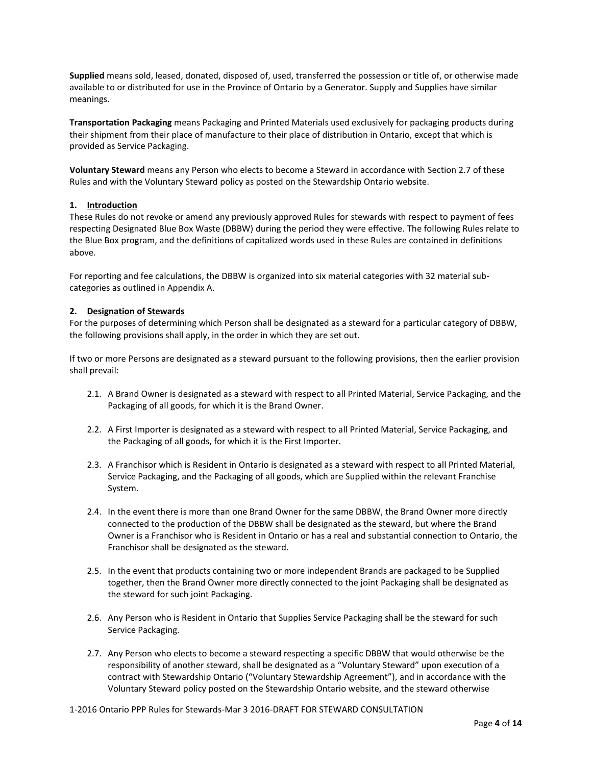**Supplied** means sold, leased, donated, disposed of, used, transferred the possession or title of, or otherwise made available to or distributed for use in the Province of Ontario by a Generator. Supply and Supplies have similar meanings.

**Transportation Packaging** means Packaging and Printed Materials used exclusively for packaging products during their shipment from their place of manufacture to their place of distribution in Ontario, except that which is provided as Service Packaging.

**Voluntary Steward** means any Person who elects to become a Steward in accordance with Section 2.7 of these Rules and with the Voluntary Steward policy as posted on the Stewardship Ontario website.

## 1. Introduction

These Rules do not revoke or amend any previously approved Rules for stewards with respect to payment of fees respecting Designated Blue Box Waste (DBBW) during the period they were effective. The following Rules relate to the Blue Box program, and the definitions of capitalized words used in these Rules are contained in definitions above.

For reporting and fee calculations, the DBBW is organized into six material categories with 32 material sub-categories as outlined in Appendix A.

## 2. Designation of Stewards

For the purposes of determining which Person shall be designated as a steward for a particular category of DBBW, the following provisions shall apply, in the order in which they are set out.

If two or more Persons are designated as a steward pursuant to the following provisions, then the earlier provision shall prevail:

2.1. A Brand Owner is designated as a steward with respect to all Printed Material, Service Packaging, and the Packaging of all goods, for which it is the Brand Owner.

2.2. A First Importer is designated as a steward with respect to all Printed Material, Service Packaging, and the Packaging of all goods, for which it is the First Importer.

2.3. A Franchisor which is Resident in Ontario is designated as a steward with respect to all Printed Material, Service Packaging, and the Packaging of all goods, which are Supplied within the relevant Franchise System.

2.4. In the event there is more than one Brand Owner for the same DBBW, the Brand Owner more directly connected to the production of the DBBW shall be designated as the steward, but where the Brand Owner is a Franchisor who is Resident in Ontario or has a real and substantial connection to Ontario, the Franchisor shall be designated as the steward.

2.5. In the event that products containing two or more independent Brands are packaged to be Supplied together, then the Brand Owner more directly connected to the joint Packaging shall be designated as the steward for such joint Packaging.

2.6. Any Person who is Resident in Ontario that Supplies Service Packaging shall be the steward for such Service Packaging.

2.7. Any Person who elects to become a steward respecting a specific DBBW that would otherwise be the responsibility of another steward, shall be designated as a "Voluntary Steward" upon execution of a contract with Stewardship Ontario ("Voluntary Stewardship Agreement"), and in accordance with the Voluntary Steward policy posted on the Stewardship Ontario website, and the steward otherwise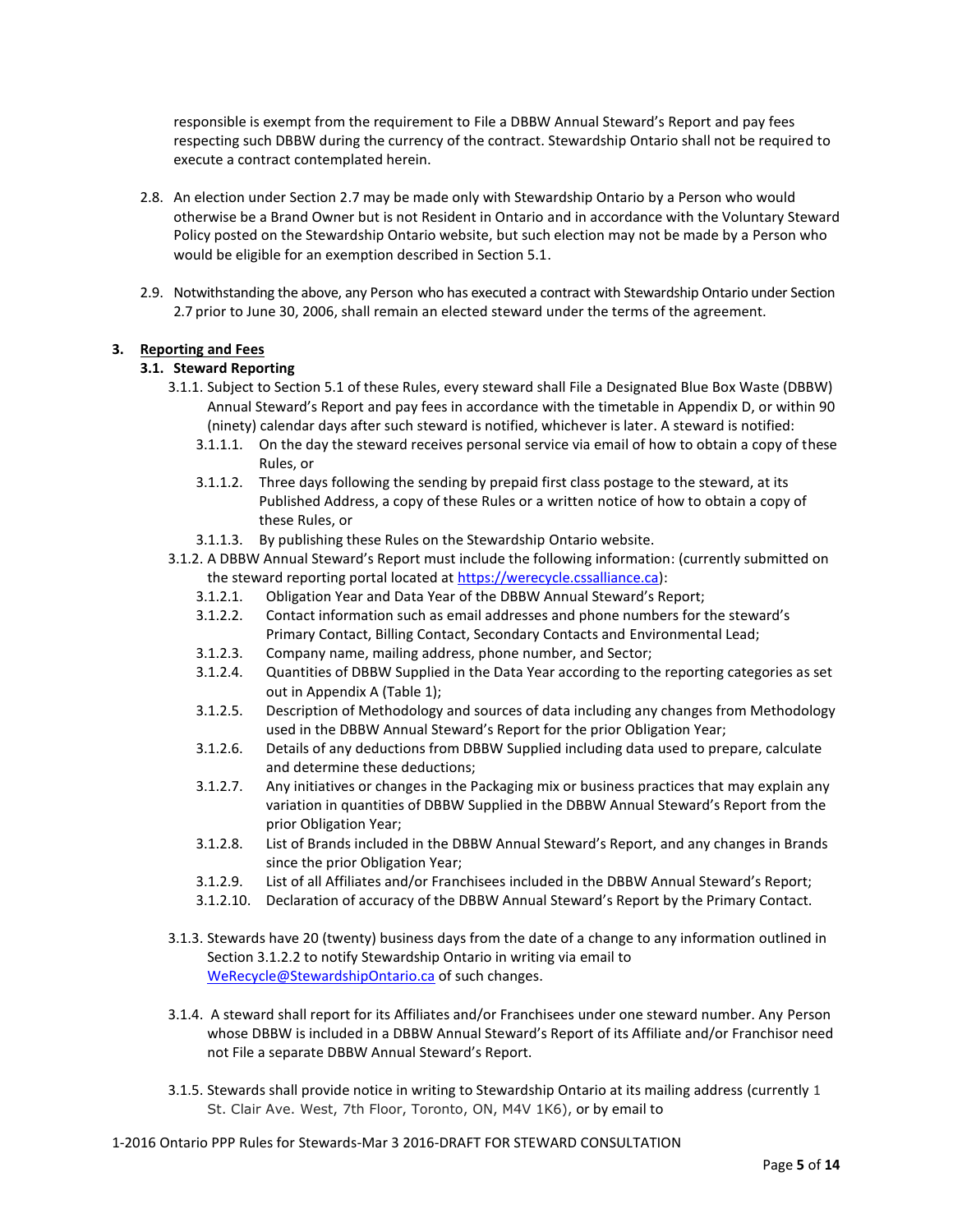responsible is exempt from the requirement to File a DBBW Annual Steward's Report and pay fees respecting such DBBW during the currency of the contract. Stewardship Ontario shall not be required to execute a contract contemplated herein.

2.8. An election under Section 2.7 may be made only with Stewardship Ontario by a Person who would otherwise be a Brand Owner but is not Resident in Ontario and in accordance with the Voluntary Steward Policy posted on the Stewardship Ontario website, but such election may not be made by a Person who would be eligible for an exemption described in Section 5.1.

2.9. Notwithstanding the above, any Person who has executed a contract with Stewardship Ontario under Section 2.7 prior to June 30, 2006, shall remain an elected steward under the terms of the agreement.

## 3. Reporting and Fees

### 3.1. Steward Reporting

3.1.1. Subject to Section 5.1 of these Rules, every steward shall File a Designated Blue Box Waste (DBBW) Annual Steward's Report and pay fees in accordance with the timetable in Appendix D, or within 90 (ninety) calendar days after such steward is notified, whichever is later. A steward is notified:

- 3.1.1.1. On the day the steward receives personal service via email of how to obtain a copy of these Rules, or
- 3.1.1.2. Three days following the sending by prepaid first class postage to the steward, at its Published Address, a copy of these Rules or a written notice of how to obtain a copy of these Rules, or
- 3.1.1.3. By publishing these Rules on the Stewardship Ontario website.

3.1.2. A DBBW Annual Steward's Report must include the following information: (currently submitted on the steward reporting portal located at https://werecycle.cssalliance.ca):

- 3.1.2.1. Obligation Year and Data Year of the DBBW Annual Steward's Report;
- 3.1.2.2. Contact information such as email addresses and phone numbers for the steward's Primary Contact, Billing Contact, Secondary Contacts and Environmental Lead;
- 3.1.2.3. Company name, mailing address, phone number, and Sector;
- 3.1.2.4. Quantities of DBBW Supplied in the Data Year according to the reporting categories as set out in Appendix A (Table 1);
- 3.1.2.5. Description of Methodology and sources of data including any changes from Methodology used in the DBBW Annual Steward's Report for the prior Obligation Year;
- 3.1.2.6. Details of any deductions from DBBW Supplied including data used to prepare, calculate and determine these deductions;
- 3.1.2.7. Any initiatives or changes in the Packaging mix or business practices that may explain any variation in quantities of DBBW Supplied in the DBBW Annual Steward's Report from the prior Obligation Year;
- 3.1.2.8. List of Brands included in the DBBW Annual Steward's Report, and any changes in Brands since the prior Obligation Year;
- 3.1.2.9. List of all Affiliates and/or Franchisees included in the DBBW Annual Steward's Report;
- 3.1.2.10. Declaration of accuracy of the DBBW Annual Steward's Report by the Primary Contact.

3.1.3. Stewards have 20 (twenty) business days from the date of a change to any information outlined in Section 3.1.2.2 to notify Stewardship Ontario in writing via email to WeRecycle@StewardshipOntario.ca of such changes.

3.1.4. A steward shall report for its Affiliates and/or Franchisees under one steward number. Any Person whose DBBW is included in a DBBW Annual Steward's Report of its Affiliate and/or Franchisor need not File a separate DBBW Annual Steward's Report.

3.1.5. Stewards shall provide notice in writing to Stewardship Ontario at its mailing address (currently 1 St. Clair Ave. West, 7th Floor, Toronto, ON, M4V 1K6), or by email to

1-2016 Ontario PPP Rules for Stewards-Mar 3 2016-DRAFT FOR STEWARD CONSULTATION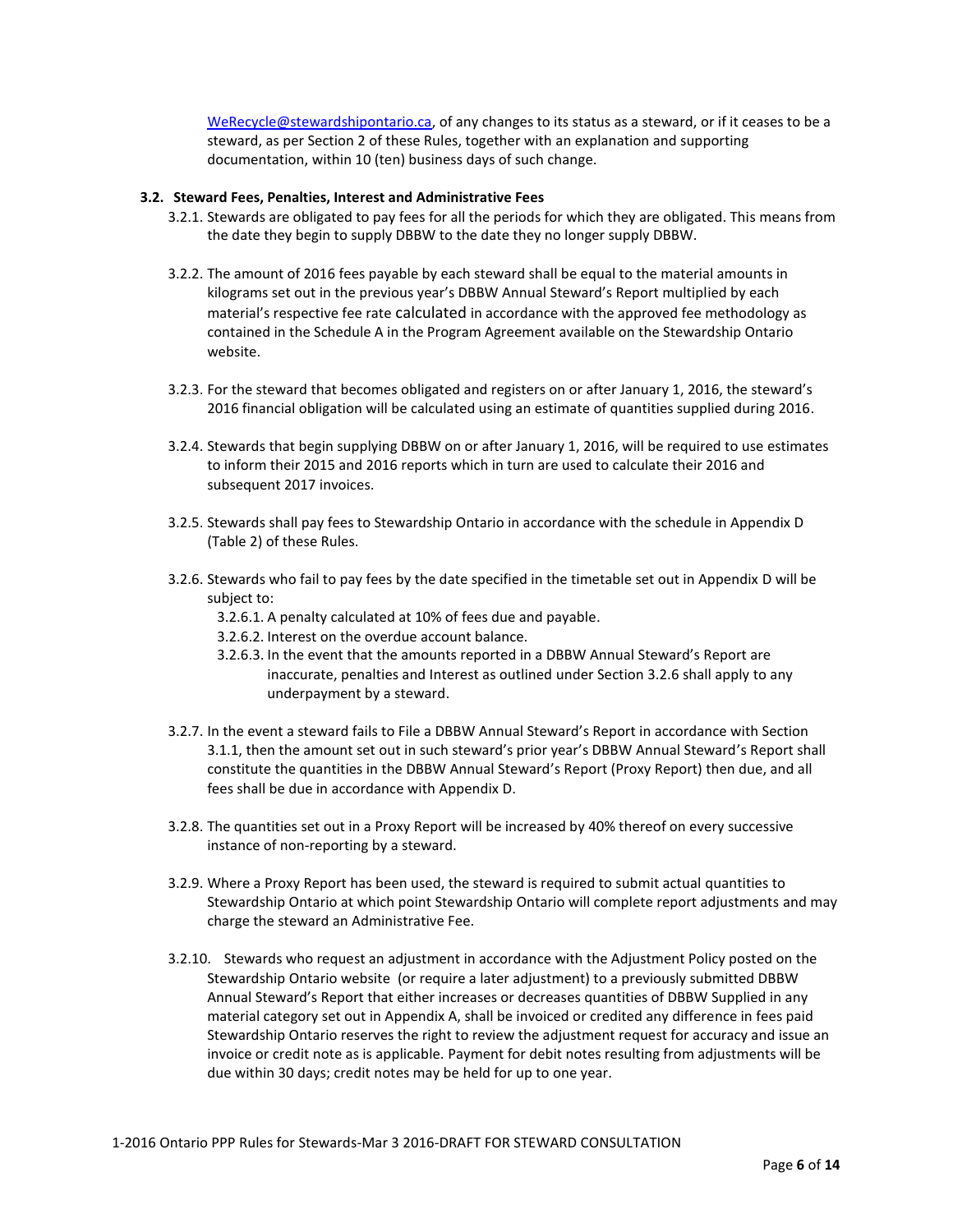WeRecycle@stewardshipontario.ca, of any changes to its status as a steward, or if it ceases to be a steward, as per Section 2 of these Rules, together with an explanation and supporting documentation, within 10 (ten) business days of such change.

### 3.2. Steward Fees, Penalties, Interest and Administrative Fees

3.2.1. Stewards are obligated to pay fees for all the periods for which they are obligated. This means from the date they begin to supply DBBW to the date they no longer supply DBBW.

3.2.2. The amount of 2016 fees payable by each steward shall be equal to the material amounts in kilograms set out in the previous year's DBBW Annual Steward's Report multiplied by each material's respective fee rate calculated in accordance with the approved fee methodology as contained in the Schedule A in the Program Agreement available on the Stewardship Ontario website.

3.2.3. For the steward that becomes obligated and registers on or after January 1, 2016, the steward's 2016 financial obligation will be calculated using an estimate of quantities supplied during 2016.

3.2.4. Stewards that begin supplying DBBW on or after January 1, 2016, will be required to use estimates to inform their 2015 and 2016 reports which in turn are used to calculate their 2016 and subsequent 2017 invoices.

3.2.5. Stewards shall pay fees to Stewardship Ontario in accordance with the schedule in Appendix D (Table 2) of these Rules.

3.2.6. Stewards who fail to pay fees by the date specified in the timetable set out in Appendix D will be subject to:

- 3.2.6.1. A penalty calculated at 10% of fees due and payable.
- 3.2.6.2. Interest on the overdue account balance.
- 3.2.6.3. In the event that the amounts reported in a DBBW Annual Steward's Report are inaccurate, penalties and Interest as outlined under Section 3.2.6 shall apply to any underpayment by a steward.

3.2.7. In the event a steward fails to File a DBBW Annual Steward's Report in accordance with Section 3.1.1, then the amount set out in such steward's prior year's DBBW Annual Steward's Report shall constitute the quantities in the DBBW Annual Steward's Report (Proxy Report) then due, and all fees shall be due in accordance with Appendix D.

3.2.8. The quantities set out in a Proxy Report will be increased by 40% thereof on every successive instance of non-reporting by a steward.

3.2.9. Where a Proxy Report has been used, the steward is required to submit actual quantities to Stewardship Ontario at which point Stewardship Ontario will complete report adjustments and may charge the steward an Administrative Fee.

3.2.10. Stewards who request an adjustment in accordance with the Adjustment Policy posted on the Stewardship Ontario website (or require a later adjustment) to a previously submitted DBBW Annual Steward's Report that either increases or decreases quantities of DBBW Supplied in any material category set out in Appendix A, shall be invoiced or credited any difference in fees paid Stewardship Ontario reserves the right to review the adjustment request for accuracy and issue an invoice or credit note as is applicable. Payment for debit notes resulting from adjustments will be due within 30 days; credit notes may be held for up to one year.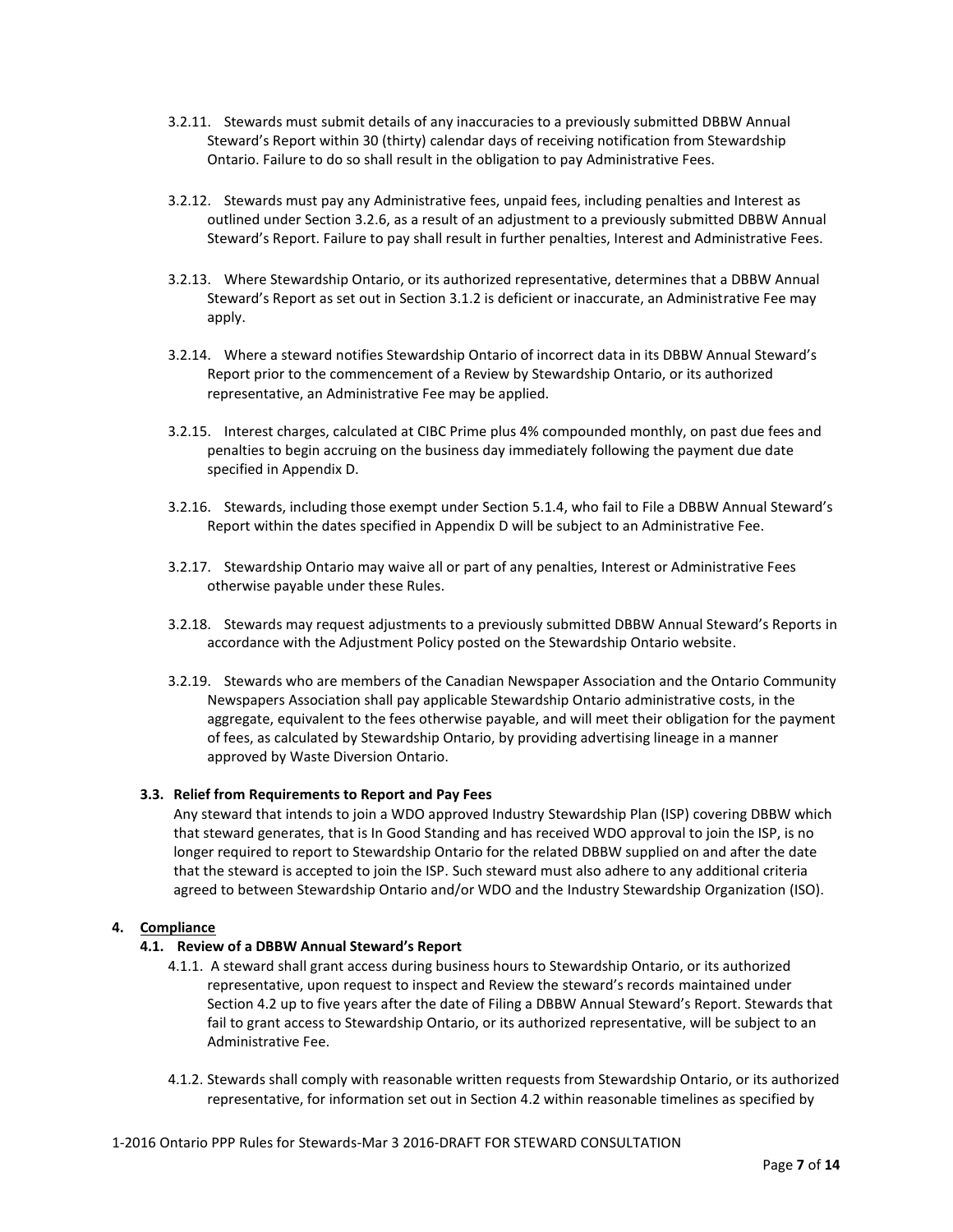3.2.11. Stewards must submit details of any inaccuracies to a previously submitted DBBW Annual Steward's Report within 30 (thirty) calendar days of receiving notification from Stewardship Ontario. Failure to do so shall result in the obligation to pay Administrative Fees.

3.2.12. Stewards must pay any Administrative fees, unpaid fees, including penalties and Interest as outlined under Section 3.2.6, as a result of an adjustment to a previously submitted DBBW Annual Steward's Report. Failure to pay shall result in further penalties, Interest and Administrative Fees.

3.2.13. Where Stewardship Ontario, or its authorized representative, determines that a DBBW Annual Steward's Report as set out in Section 3.1.2 is deficient or inaccurate, an Administrative Fee may apply.

3.2.14. Where a steward notifies Stewardship Ontario of incorrect data in its DBBW Annual Steward's Report prior to the commencement of a Review by Stewardship Ontario, or its authorized representative, an Administrative Fee may be applied.

3.2.15. Interest charges, calculated at CIBC Prime plus 4% compounded monthly, on past due fees and penalties to begin accruing on the business day immediately following the payment due date specified in Appendix D.

3.2.16. Stewards, including those exempt under Section 5.1.4, who fail to File a DBBW Annual Steward's Report within the dates specified in Appendix D will be subject to an Administrative Fee.

3.2.17. Stewardship Ontario may waive all or part of any penalties, Interest or Administrative Fees otherwise payable under these Rules.

3.2.18. Stewards may request adjustments to a previously submitted DBBW Annual Steward's Reports in accordance with the Adjustment Policy posted on the Stewardship Ontario website.

3.2.19. Stewards who are members of the Canadian Newspaper Association and the Ontario Community Newspapers Association shall pay applicable Stewardship Ontario administrative costs, in the aggregate, equivalent to the fees otherwise payable, and will meet their obligation for the payment of fees, as calculated by Stewardship Ontario, by providing advertising lineage in a manner approved by Waste Diversion Ontario.

### 3.3. Relief from Requirements to Report and Pay Fees

Any steward that intends to join a WDO approved Industry Stewardship Plan (ISP) covering DBBW which that steward generates, that is In Good Standing and has received WDO approval to join the ISP, is no longer required to report to Stewardship Ontario for the related DBBW supplied on and after the date that the steward is accepted to join the ISP. Such steward must also adhere to any additional criteria agreed to between Stewardship Ontario and/or WDO and the Industry Stewardship Organization (ISO).

## 4. Compliance

### 4.1. Review of a DBBW Annual Steward's Report

4.1.1. A steward shall grant access during business hours to Stewardship Ontario, or its authorized representative, upon request to inspect and Review the steward's records maintained under Section 4.2 up to five years after the date of Filing a DBBW Annual Steward's Report. Stewards that fail to grant access to Stewardship Ontario, or its authorized representative, will be subject to an Administrative Fee.

4.1.2. Stewards shall comply with reasonable written requests from Stewardship Ontario, or its authorized representative, for information set out in Section 4.2 within reasonable timelines as specified by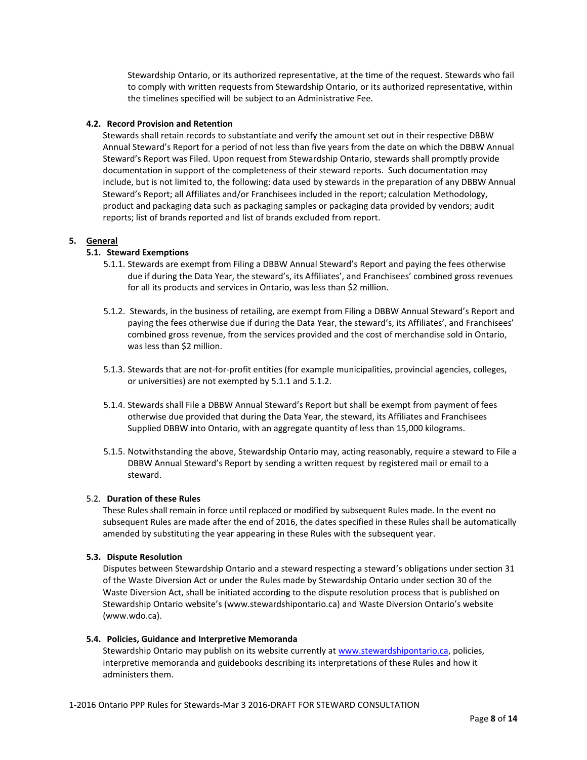Stewardship Ontario, or its authorized representative, at the time of the request. Stewards who fail to comply with written requests from Stewardship Ontario, or its authorized representative, within the timelines specified will be subject to an Administrative Fee.

### 4.2. Record Provision and Retention

Stewards shall retain records to substantiate and verify the amount set out in their respective DBBW Annual Steward's Report for a period of not less than five years from the date on which the DBBW Annual Steward's Report was Filed. Upon request from Stewardship Ontario, stewards shall promptly provide documentation in support of the completeness of their steward reports. Such documentation may include, but is not limited to, the following: data used by stewards in the preparation of any DBBW Annual Steward's Report; all Affiliates and/or Franchisees included in the report; calculation Methodology, product and packaging data such as packaging samples or packaging data provided by vendors; audit reports; list of brands reported and list of brands excluded from report.

## 5. General

### 5.1. Steward Exemptions

5.1.1. Stewards are exempt from Filing a DBBW Annual Steward's Report and paying the fees otherwise due if during the Data Year, the steward's, its Affiliates', and Franchisees' combined gross revenues for all its products and services in Ontario, was less than $2 million.

5.1.2. Stewards, in the business of retailing, are exempt from Filing a DBBW Annual Steward's Report and paying the fees otherwise due if during the Data Year, the steward's, its Affiliates', and Franchisees' combined gross revenue, from the services provided and the cost of merchandise sold in Ontario, was less than $2 million.

5.1.3. Stewards that are not-for-profit entities (for example municipalities, provincial agencies, colleges, or universities) are not exempted by 5.1.1 and 5.1.2.

5.1.4. Stewards shall File a DBBW Annual Steward's Report but shall be exempt from payment of fees otherwise due provided that during the Data Year, the steward, its Affiliates and Franchisees Supplied DBBW into Ontario, with an aggregate quantity of less than 15,000 kilograms.

5.1.5. Notwithstanding the above, Stewardship Ontario may, acting reasonably, require a steward to File a DBBW Annual Steward's Report by sending a written request by registered mail or email to a steward.

### 5.2. Duration of these Rules

These Rules shall remain in force until replaced or modified by subsequent Rules made. In the event no subsequent Rules are made after the end of 2016, the dates specified in these Rules shall be automatically amended by substituting the year appearing in these Rules with the subsequent year.

### 5.3. Dispute Resolution

Disputes between Stewardship Ontario and a steward respecting a steward's obligations under section 31 of the Waste Diversion Act or under the Rules made by Stewardship Ontario under section 30 of the Waste Diversion Act, shall be initiated according to the dispute resolution process that is published on Stewardship Ontario website's (www.stewardshipontario.ca) and Waste Diversion Ontario's website (www.wdo.ca).

### 5.4. Policies, Guidance and Interpretive Memoranda

Stewardship Ontario may publish on its website currently at www.stewardshipontario.ca, policies, interpretive memoranda and guidebooks describing its interpretations of these Rules and how it administers them.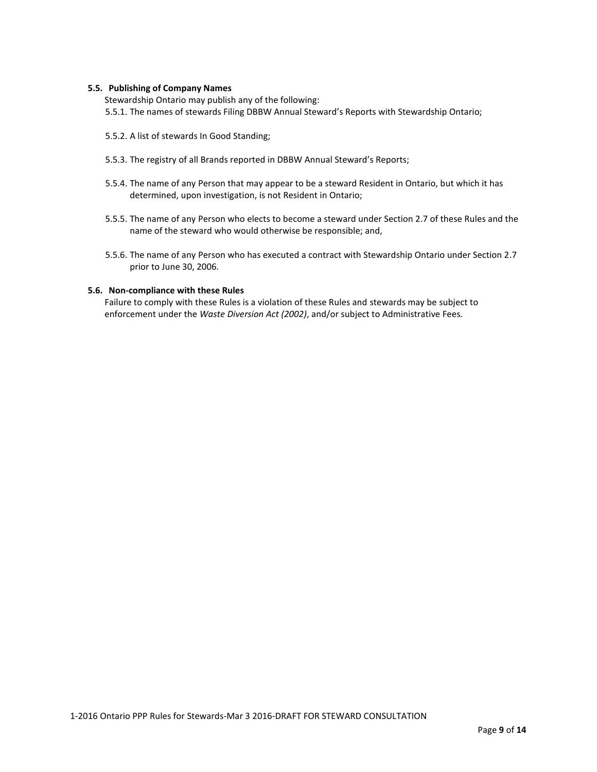### 5.5. Publishing of Company Names

Stewardship Ontario may publish any of the following:

5.5.1. The names of stewards Filing DBBW Annual Steward's Reports with Stewardship Ontario;

5.5.2. A list of stewards In Good Standing;

5.5.3. The registry of all Brands reported in DBBW Annual Steward's Reports;

5.5.4. The name of any Person that may appear to be a steward Resident in Ontario, but which it has determined, upon investigation, is not Resident in Ontario;

5.5.5. The name of any Person who elects to become a steward under Section 2.7 of these Rules and the name of the steward who would otherwise be responsible; and,

5.5.6. The name of any Person who has executed a contract with Stewardship Ontario under Section 2.7 prior to June 30, 2006.

### 5.6. Non-compliance with these Rules

Failure to comply with these Rules is a violation of these Rules and stewards may be subject to enforcement under the *Waste Diversion Act (2002)*, and/or subject to Administrative Fees.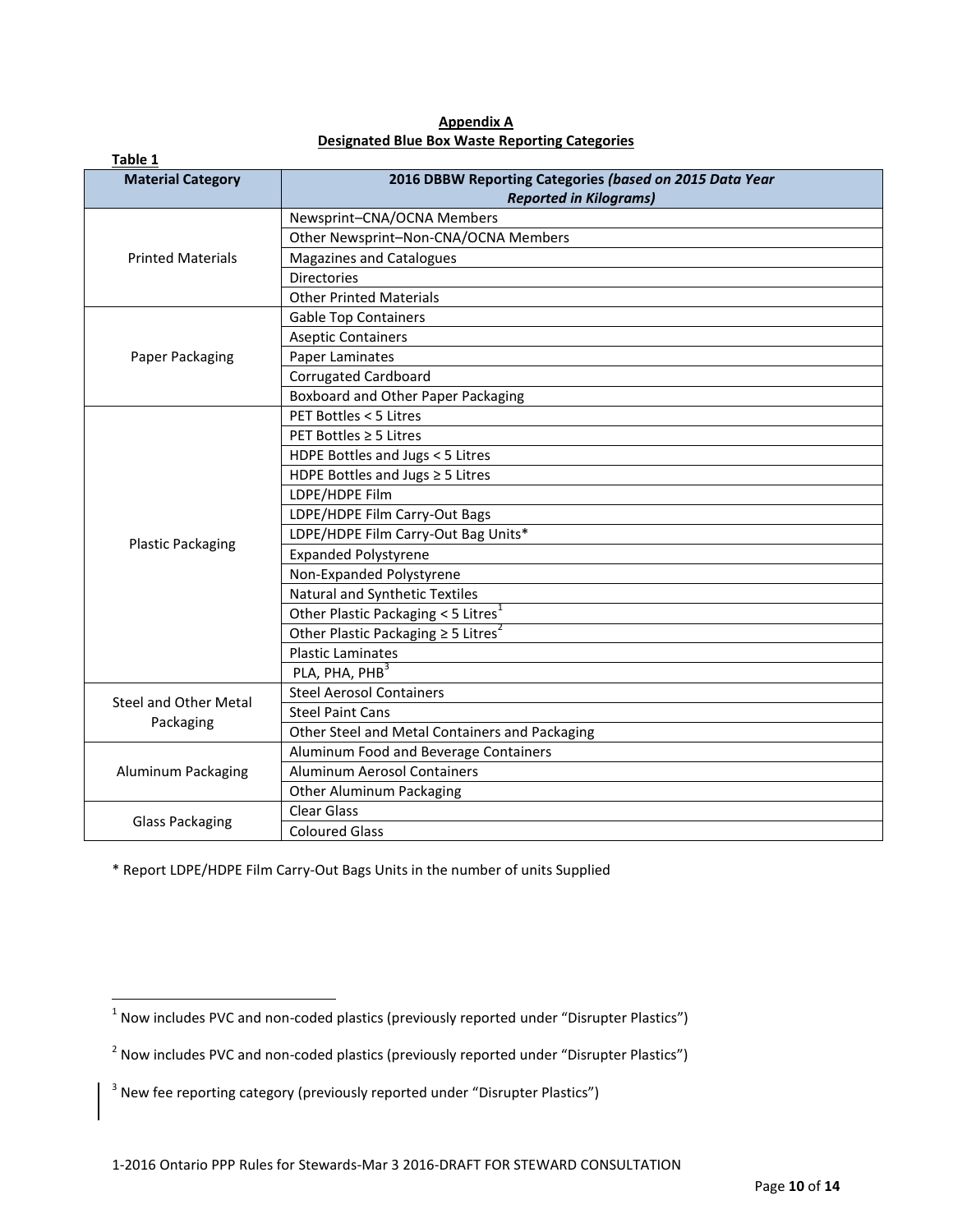**Appendix A**

**Designated Blue Box Waste Reporting Categories**

**Table 1**

| Material Category | 2016 DBBW Reporting Categories *(based on 2015 Data Year Reported in Kilograms)* |
|---|---|
| Printed Materials | Newsprint–CNA/OCNA Members |
| | Other Newsprint–Non-CNA/OCNA Members |
| | Magazines and Catalogues |
| | Directories |
| | Other Printed Materials |
| Paper Packaging | Gable Top Containers |
| | Aseptic Containers |
| | Paper Laminates |
| | Corrugated Cardboard |
| | Boxboard and Other Paper Packaging |
| Plastic Packaging | PET Bottles < 5 Litres |
| | PET Bottles ≥ 5 Litres |
| | HDPE Bottles and Jugs < 5 Litres |
| | HDPE Bottles and Jugs ≥ 5 Litres |
| | LDPE/HDPE Film |
| | LDPE/HDPE Film Carry-Out Bags |
| | LDPE/HDPE Film Carry-Out Bag Units* |
| | Expanded Polystyrene |
| | Non-Expanded Polystyrene |
| | Natural and Synthetic Textiles |
| | Other Plastic Packaging < 5 Litres[1] |
| | Other Plastic Packaging ≥ 5 Litres[2] |
| | Plastic Laminates |
| | PLA, PHA, PHB[3] |
| Steel and Other Metal Packaging | Steel Aerosol Containers |
| | Steel Paint Cans |
| | Other Steel and Metal Containers and Packaging |
| Aluminum Packaging | Aluminum Food and Beverage Containers |
| | Aluminum Aerosol Containers |
| | Other Aluminum Packaging |
| Glass Packaging | Clear Glass |
| | Coloured Glass |

\* Report LDPE/HDPE Film Carry-Out Bags Units in the number of units Supplied

[1] Now includes PVC and non-coded plastics (previously reported under "Disrupter Plastics")

[2] Now includes PVC and non-coded plastics (previously reported under "Disrupter Plastics")

[3] New fee reporting category (previously reported under "Disrupter Plastics")

1-2016 Ontario PPP Rules for Stewards-Mar 3 2016-DRAFT FOR STEWARD CONSULTATION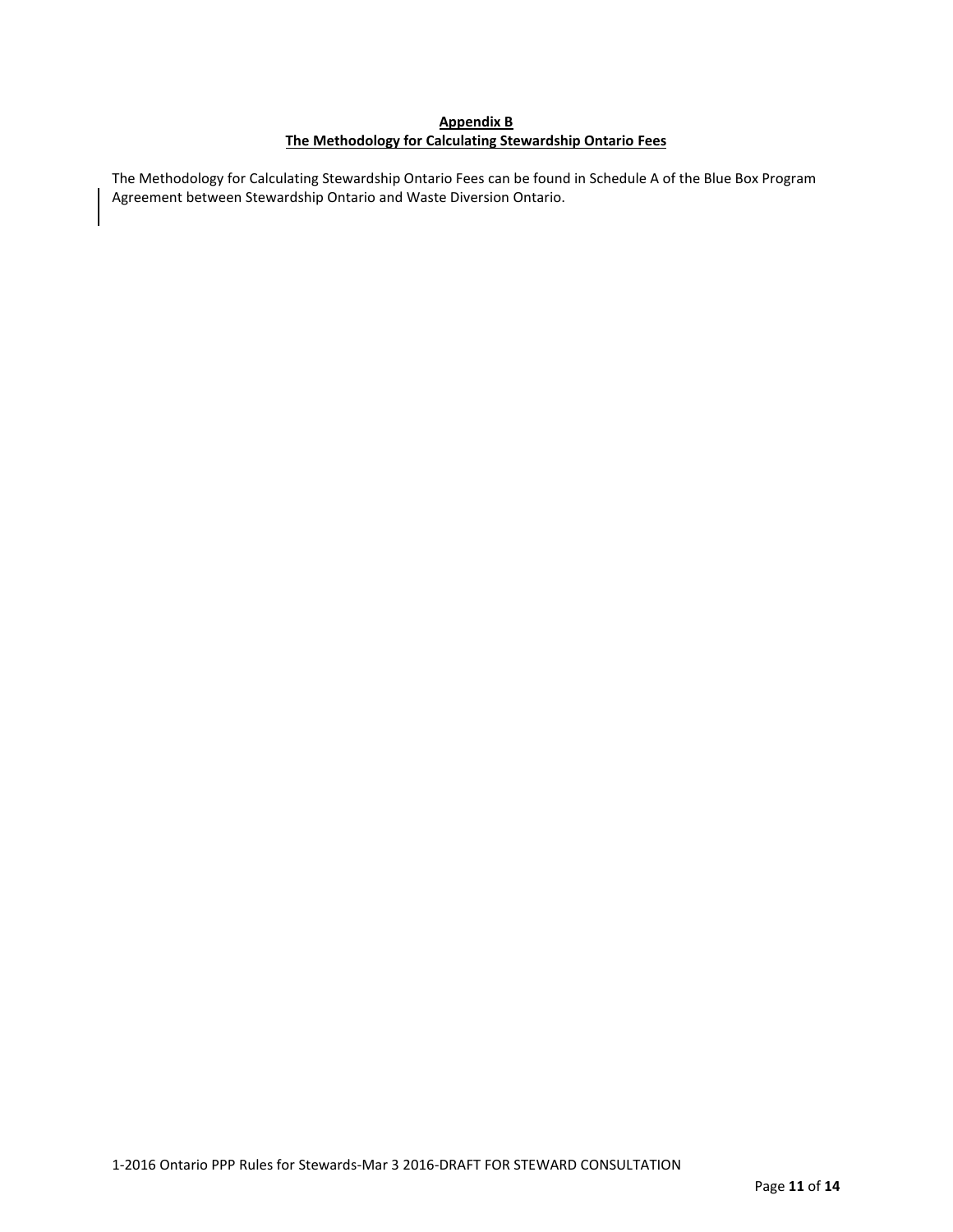## Appendix B
## The Methodology for Calculating Stewardship Ontario Fees

The Methodology for Calculating Stewardship Ontario Fees can be found in Schedule A of the Blue Box Program Agreement between Stewardship Ontario and Waste Diversion Ontario.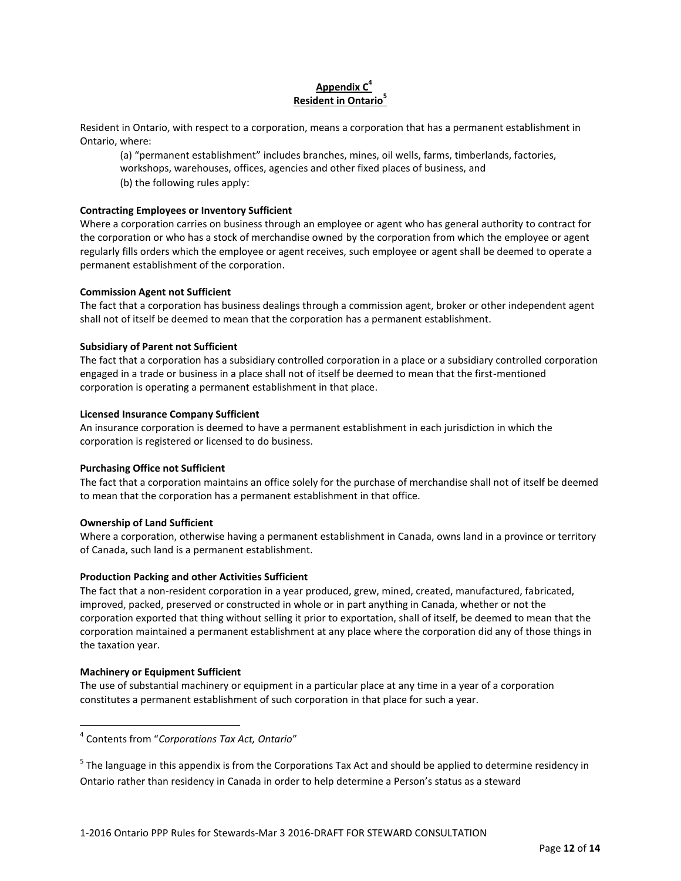## Appendix C[4]
## Resident in Ontario[5]

Resident in Ontario, with respect to a corporation, means a corporation that has a permanent establishment in Ontario, where:

(a) "permanent establishment" includes branches, mines, oil wells, farms, timberlands, factories, workshops, warehouses, offices, agencies and other fixed places of business, and

(b) the following rules apply:

**Contracting Employees or Inventory Sufficient**

Where a corporation carries on business through an employee or agent who has general authority to contract for the corporation or who has a stock of merchandise owned by the corporation from which the employee or agent regularly fills orders which the employee or agent receives, such employee or agent shall be deemed to operate a permanent establishment of the corporation.

**Commission Agent not Sufficient**

The fact that a corporation has business dealings through a commission agent, broker or other independent agent shall not of itself be deemed to mean that the corporation has a permanent establishment.

**Subsidiary of Parent not Sufficient**

The fact that a corporation has a subsidiary controlled corporation in a place or a subsidiary controlled corporation engaged in a trade or business in a place shall not of itself be deemed to mean that the first-mentioned corporation is operating a permanent establishment in that place.

**Licensed Insurance Company Sufficient**

An insurance corporation is deemed to have a permanent establishment in each jurisdiction in which the corporation is registered or licensed to do business.

**Purchasing Office not Sufficient**

The fact that a corporation maintains an office solely for the purchase of merchandise shall not of itself be deemed to mean that the corporation has a permanent establishment in that office.

**Ownership of Land Sufficient**

Where a corporation, otherwise having a permanent establishment in Canada, owns land in a province or territory of Canada, such land is a permanent establishment.

**Production Packing and other Activities Sufficient**

The fact that a non-resident corporation in a year produced, grew, mined, created, manufactured, fabricated, improved, packed, preserved or constructed in whole or in part anything in Canada, whether or not the corporation exported that thing without selling it prior to exportation, shall of itself, be deemed to mean that the corporation maintained a permanent establishment at any place where the corporation did any of those things in the taxation year.

**Machinery or Equipment Sufficient**

The use of substantial machinery or equipment in a particular place at any time in a year of a corporation constitutes a permanent establishment of such corporation in that place for such a year.

---

[4] Contents from "*Corporations Tax Act, Ontario*"

[5] The language in this appendix is from the Corporations Tax Act and should be applied to determine residency in Ontario rather than residency in Canada in order to help determine a Person's status as a steward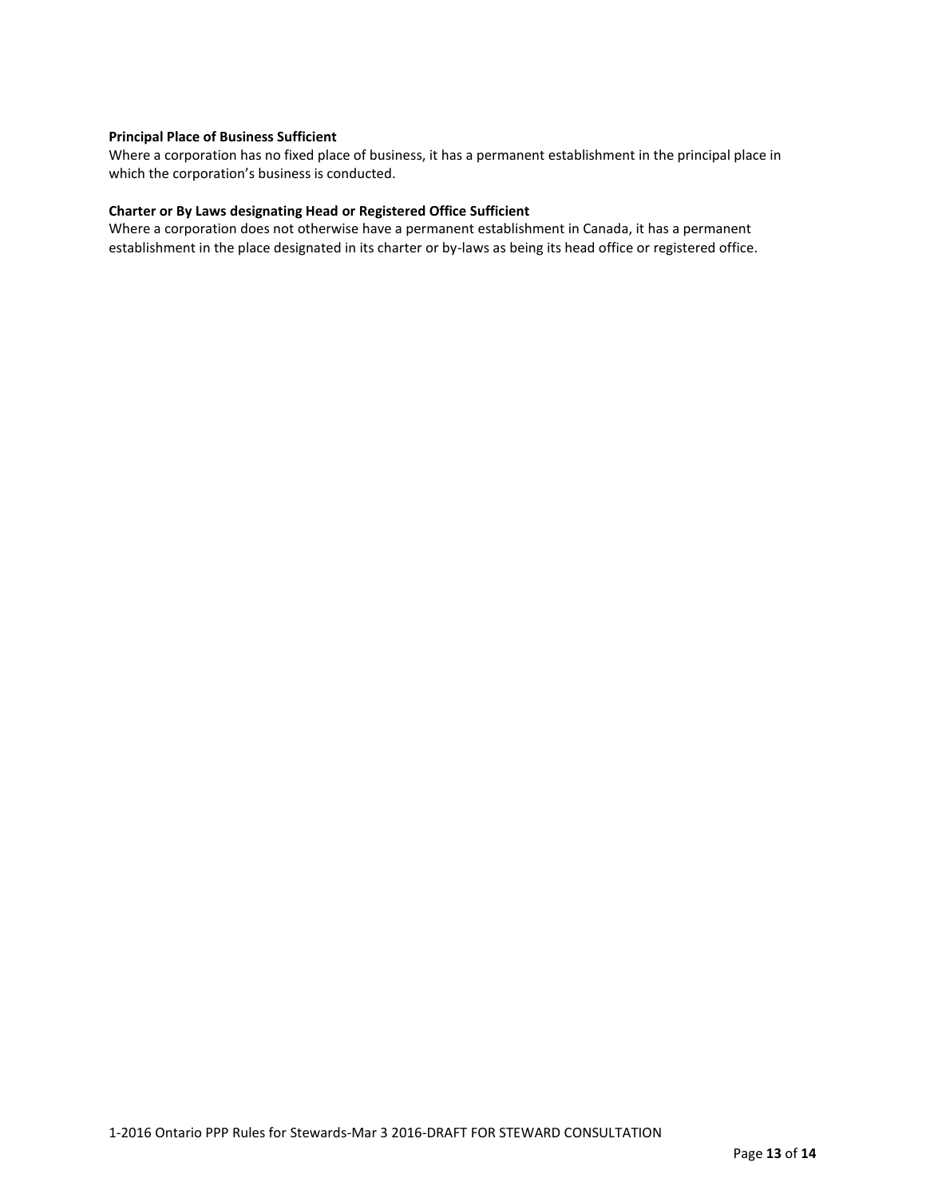**Principal Place of Business Sufficient**

Where a corporation has no fixed place of business, it has a permanent establishment in the principal place in which the corporation's business is conducted.

**Charter or By Laws designating Head or Registered Office Sufficient**

Where a corporation does not otherwise have a permanent establishment in Canada, it has a permanent establishment in the place designated in its charter or by-laws as being its head office or registered office.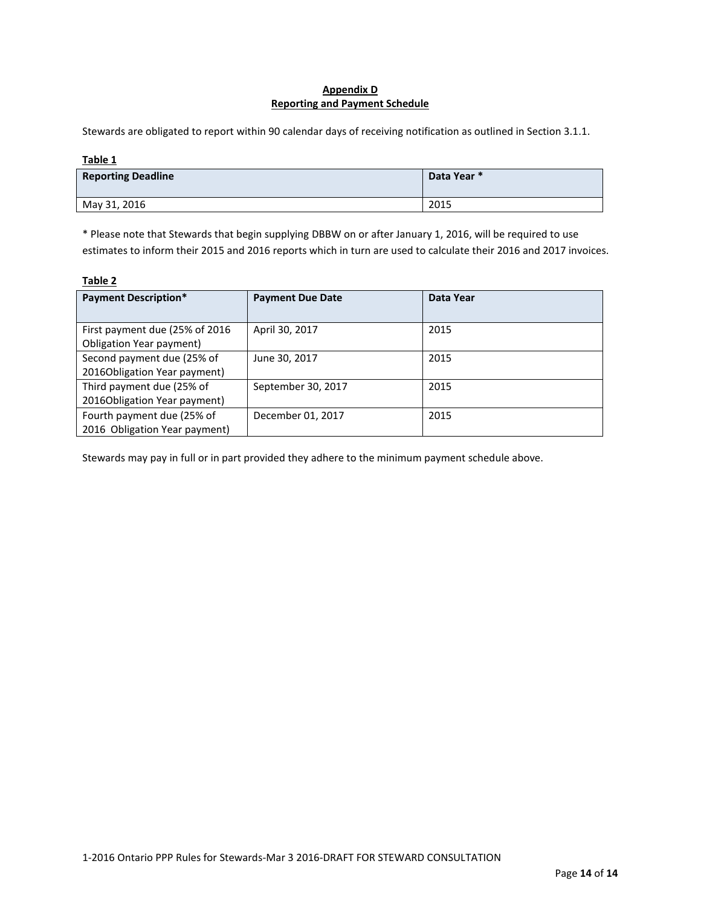## Appendix D
## Reporting and Payment Schedule

Stewards are obligated to report within 90 calendar days of receiving notification as outlined in Section 3.1.1.

**Table 1**

| Reporting Deadline | Data Year * |
|---|---|
| May 31, 2016 | 2015 |

* Please note that Stewards that begin supplying DBBW on or after January 1, 2016, will be required to use estimates to inform their 2015 and 2016 reports which in turn are used to calculate their 2016 and 2017 invoices.

**Table 2**

| Payment Description* | Payment Due Date | Data Year |
|---|---|---|
| First payment due (25% of 2016 Obligation Year payment) | April 30, 2017 | 2015 |
| Second payment due (25% of 2016Obligation Year payment) | June 30, 2017 | 2015 |
| Third payment due (25% of 2016Obligation Year payment) | September 30, 2017 | 2015 |
| Fourth payment due (25% of 2016 Obligation Year payment) | December 01, 2017 | 2015 |

Stewards may pay in full or in part provided they adhere to the minimum payment schedule above.